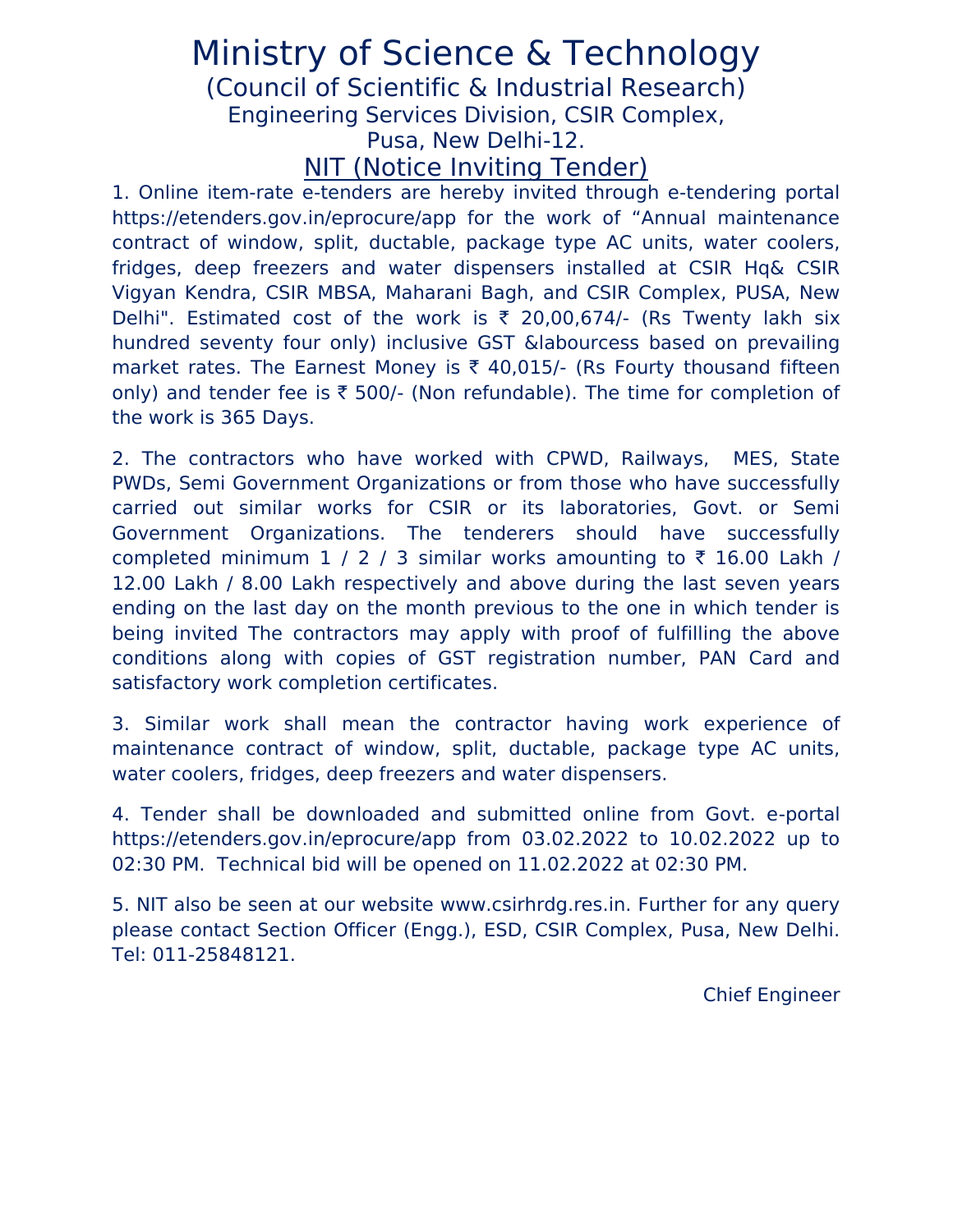# Ministry of Science & Technology

## (Council of Scientific & Industrial Research)

### Engineering Services Division, CSIR Complex,
### Pusa, New Delhi-12.

## NIT (Notice Inviting Tender)

1. Online item-rate e-tenders are hereby invited through e-tendering portal https://etenders.gov.in/eprocure/app for the work of "Annual maintenance contract of window, split, ductable, package type AC units, water coolers, fridges, deep freezers and water dispensers installed at CSIR Hq& CSIR Vigyan Kendra, CSIR MBSA, Maharani Bagh, and CSIR Complex, PUSA, New Delhi". Estimated cost of the work is ₹ 20,00,674/- (Rs Twenty lakh six hundred seventy four only) inclusive GST &labourcess based on prevailing market rates. The Earnest Money is ₹ 40,015/- (Rs Fourty thousand fifteen only) and tender fee is ₹ 500/- (Non refundable). The time for completion of the work is 365 Days.

2. The contractors who have worked with CPWD, Railways, MES, State PWDs, Semi Government Organizations or from those who have successfully carried out similar works for CSIR or its laboratories, Govt. or Semi Government Organizations. The tenderers should have successfully completed minimum 1 / 2 / 3 similar works amounting to ₹ 16.00 Lakh / 12.00 Lakh / 8.00 Lakh respectively and above during the last seven years ending on the last day on the month previous to the one in which tender is being invited The contractors may apply with proof of fulfilling the above conditions along with copies of GST registration number, PAN Card and satisfactory work completion certificates.

3. Similar work shall mean the contractor having work experience of maintenance contract of window, split, ductable, package type AC units, water coolers, fridges, deep freezers and water dispensers.

4. Tender shall be downloaded and submitted online from Govt. e-portal https://etenders.gov.in/eprocure/app from 03.02.2022 to 10.02.2022 up to 02:30 PM. Technical bid will be opened on 11.02.2022 at 02:30 PM.

5. NIT also be seen at our website www.csirhrdg.res.in. Further for any query please contact Section Officer (Engg.), ESD, CSIR Complex, Pusa, New Delhi. Tel: 011-25848121.

Chief Engineer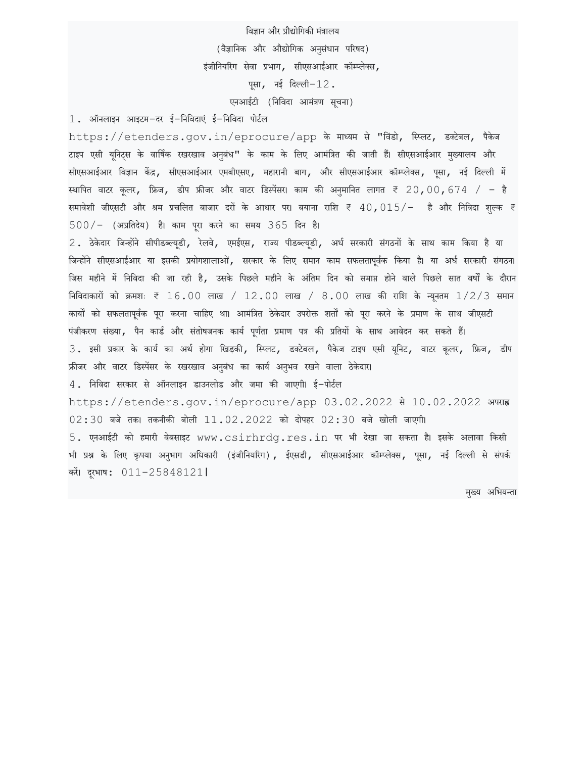विज्ञान और प्रौद्योगिकी मंत्रालय

(वैज्ञानिक और औद्योगिक अनुसंधान परिषद)

इंजीनियरिंग सेवा प्रभाग, सीएसआईआर कॉम्प्लेक्स,

पूसा, नई दिल्ली-12.

एनआईटी (निविदा आमंत्रण सूचना)

1. ऑनलाइन आइटम-दर ई-निविदाएं ई-निविदा पोर्टल https://etenders.gov.in/eprocure/app के माध्यम से "विंडो, स्प्लिट, डक्टेबल, पैकेज टाइप एसी यूनिट्स के वार्षिक रखरखाव अनुबंध" के काम के लिए आमंत्रित की जाती हैं। सीएसआईआर मुख्यालय और सीएसआईआर विज्ञान केंद्र, सीएसआईआर एमबीएसए, महारानी बाग, और सीएसआईआर कॉम्प्लेक्स, पूसा, नई दिल्ली में स्थापित वाटर कूलर, फ्रिज, डीप फ्रीजर और वाटर डिस्पेंसर। काम की अनुमानित लागत ₹ 20,00,674 / - है समावेशी जीएसटी और श्रम प्रचलित बाजार दरों के आधार पर। बयाना राशि ₹ 40,015/- है और निविदा शुल्क ₹ 500/- (अप्रतिदेय) है। काम पूरा करने का समय 365 दिन है।

2. ठेकेदार जिन्होंने सीपीडब्ल्यूडी, रेलवे, एमईएस, राज्य पीडब्ल्यूडी, अर्ध सरकारी संगठनों के साथ काम किया है या जिन्होंने सीएसआईआर या इसकी प्रयोगशालाओं, सरकार के लिए समान काम सफलतापूर्वक किया है। या अर्ध सरकारी संगठन। जिस महीने में निविदा की जा रही है, उसके पिछले महीने के अंतिम दिन को समाप्त होने वाले पिछले सात वर्षों के दौरान निविदाकारों को क्रमशः ₹ 16.00 लाख / 12.00 लाख / 8.00 लाख की राशि के न्यूनतम 1/2/3 समान कार्यों को सफलतापूर्वक पूरा करना चाहिए था। आमंत्रित ठेकेदार उपरोक्त शर्तों को पूरा करने के प्रमाण के साथ जीएसटी पंजीकरण संख्या, पैन कार्ड और संतोषजनक कार्य पूर्णता प्रमाण पत्र की प्रतियों के साथ आवेदन कर सकते हैं।

3. इसी प्रकार के कार्य का अर्थ होगा खिड़की, स्प्लिट, डक्टेबल, पैकेज टाइप एसी यूनिट, वाटर कूलर, फ्रिज, डीप फ्रीजर और वाटर डिस्पेंसर के रखरखाव अनुबंध का कार्य अनुभव रखने वाला ठेकेदार।

4. निविदा सरकार से ऑनलाइन डाउनलोड और जमा की जाएगी। ई-पोर्टल https://etenders.gov.in/eprocure/app 03.02.2022 से 10.02.2022 अपराह्न 02:30 बजे तक। तकनीकी बोली 11.02.2022 को दोपहर 02:30 बजे खोली जाएगी।

5. एनआईटी को हमारी वेबसाइट www.csirhrdg.res.in पर भी देखा जा सकता है। इसके अलावा किसी भी प्रश्न के लिए कृपया अनुभाग अधिकारी (इंजीनियरिंग), ईएसडी, सीएसआईआर कॉम्प्लेक्स, पूसा, नई दिल्ली से संपर्क करें। दूरभाष: 011-25848121।

मुख्य अभियन्ता